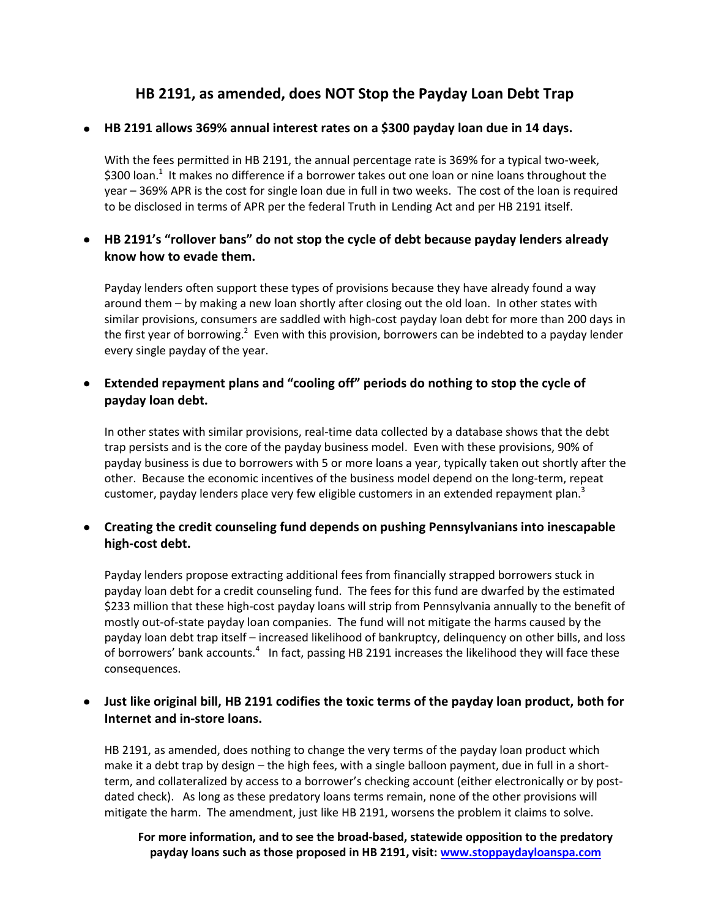## HB 2191, as amended, does NOT Stop the Payday Loan Debt Trap

- **HB 2191 allows 369% annual interest rates on a $300 payday loan due in 14 days.**

  With the fees permitted in HB 2191, the annual percentage rate is 369% for a typical two-week, $300 loan.[1] It makes no difference if a borrower takes out one loan or nine loans throughout the year – 369% APR is the cost for single loan due in full in two weeks. The cost of the loan is required to be disclosed in terms of APR per the federal Truth in Lending Act and per HB 2191 itself.

- **HB 2191's "rollover bans" do not stop the cycle of debt because payday lenders already know how to evade them.**

  Payday lenders often support these types of provisions because they have already found a way around them – by making a new loan shortly after closing out the old loan. In other states with similar provisions, consumers are saddled with high-cost payday loan debt for more than 200 days in the first year of borrowing.[2] Even with this provision, borrowers can be indebted to a payday lender every single payday of the year.

- **Extended repayment plans and "cooling off" periods do nothing to stop the cycle of payday loan debt.**

  In other states with similar provisions, real-time data collected by a database shows that the debt trap persists and is the core of the payday business model. Even with these provisions, 90% of payday business is due to borrowers with 5 or more loans a year, typically taken out shortly after the other. Because the economic incentives of the business model depend on the long-term, repeat customer, payday lenders place very few eligible customers in an extended repayment plan.[3]

- **Creating the credit counseling fund depends on pushing Pennsylvanians into inescapable high-cost debt.**

  Payday lenders propose extracting additional fees from financially strapped borrowers stuck in payday loan debt for a credit counseling fund. The fees for this fund are dwarfed by the estimated $233 million that these high-cost payday loans will strip from Pennsylvania annually to the benefit of mostly out-of-state payday loan companies. The fund will not mitigate the harms caused by the payday loan debt trap itself – increased likelihood of bankruptcy, delinquency on other bills, and loss of borrowers' bank accounts.[4] In fact, passing HB 2191 increases the likelihood they will face these consequences.

- **Just like original bill, HB 2191 codifies the toxic terms of the payday loan product, both for Internet and in-store loans.**

  HB 2191, as amended, does nothing to change the very terms of the payday loan product which make it a debt trap by design – the high fees, with a single balloon payment, due in full in a short-term, and collateralized by access to a borrower's checking account (either electronically or by post-dated check). As long as these predatory loans terms remain, none of the other provisions will mitigate the harm. The amendment, just like HB 2191, worsens the problem it claims to solve.

**For more information, and to see the broad-based, statewide opposition to the predatory payday loans such as those proposed in HB 2191, visit: [www.stoppaydayloanspa.com](www.stoppaydayloanspa.com)**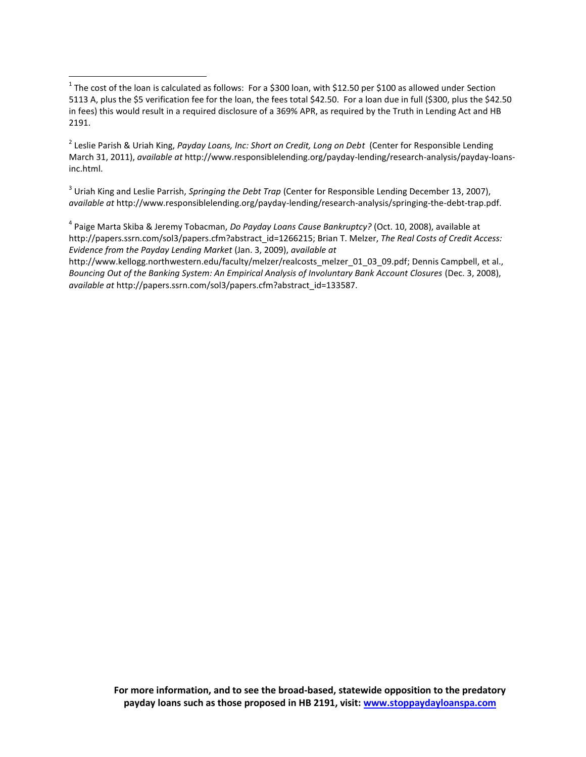[1] The cost of the loan is calculated as follows: For a $300 loan, with $12.50 per $100 as allowed under Section 5113 A, plus the $5 verification fee for the loan, the fees total $42.50. For a loan due in full ($300, plus the $42.50 in fees) this would result in a required disclosure of a 369% APR, as required by the Truth in Lending Act and HB 2191.

[2] Leslie Parish & Uriah King, *Payday Loans, Inc: Short on Credit, Long on Debt* (Center for Responsible Lending March 31, 2011), *available at* http://www.responsiblelending.org/payday-lending/research-analysis/payday-loans-inc.html.

[3] Uriah King and Leslie Parrish, *Springing the Debt Trap* (Center for Responsible Lending December 13, 2007), *available at* http://www.responsiblelending.org/payday-lending/research-analysis/springing-the-debt-trap.pdf.

[4] Paige Marta Skiba & Jeremy Tobacman, *Do Payday Loans Cause Bankruptcy?* (Oct. 10, 2008), available at http://papers.ssrn.com/sol3/papers.cfm?abstract_id=1266215; Brian T. Melzer, *The Real Costs of Credit Access: Evidence from the Payday Lending Market* (Jan. 3, 2009), *available at* http://www.kellogg.northwestern.edu/faculty/melzer/realcosts_melzer_01_03_09.pdf; Dennis Campbell, et al., *Bouncing Out of the Banking System: An Empirical Analysis of Involuntary Bank Account Closures* (Dec. 3, 2008), *available at* http://papers.ssrn.com/sol3/papers.cfm?abstract_id=133587.

**For more information, and to see the broad-based, statewide opposition to the predatory payday loans such as those proposed in HB 2191, visit: [www.stoppaydayloanspa.com](http://www.stoppaydayloanspa.com)**